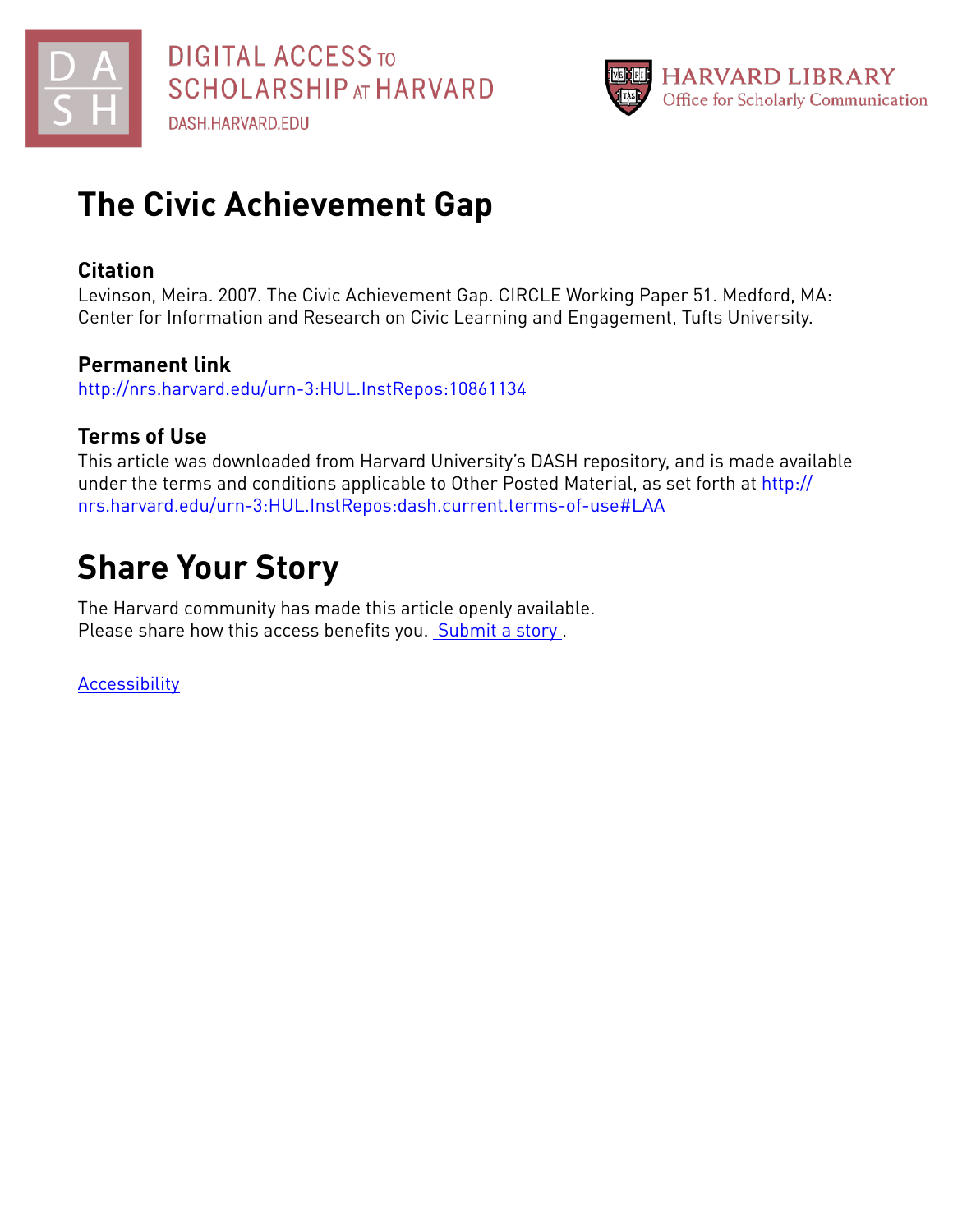DIGITAL ACCESS TO SCHOLARSHIP AT HARVARD
DASH.HARVARD.EDU

HARVARD LIBRARY
Office for Scholarly Communication

# The Civic Achievement Gap

## Citation

Levinson, Meira. 2007. The Civic Achievement Gap. CIRCLE Working Paper 51. Medford, MA: Center for Information and Research on Civic Learning and Engagement, Tufts University.

## Permanent link

http://nrs.harvard.edu/urn-3:HUL.InstRepos:10861134

## Terms of Use

This article was downloaded from Harvard University's DASH repository, and is made available under the terms and conditions applicable to Other Posted Material, as set forth at http://nrs.harvard.edu/urn-3:HUL.InstRepos:dash.current.terms-of-use#LAA

# Share Your Story

The Harvard community has made this article openly available.
Please share how this access benefits you. Submit a story .

Accessibility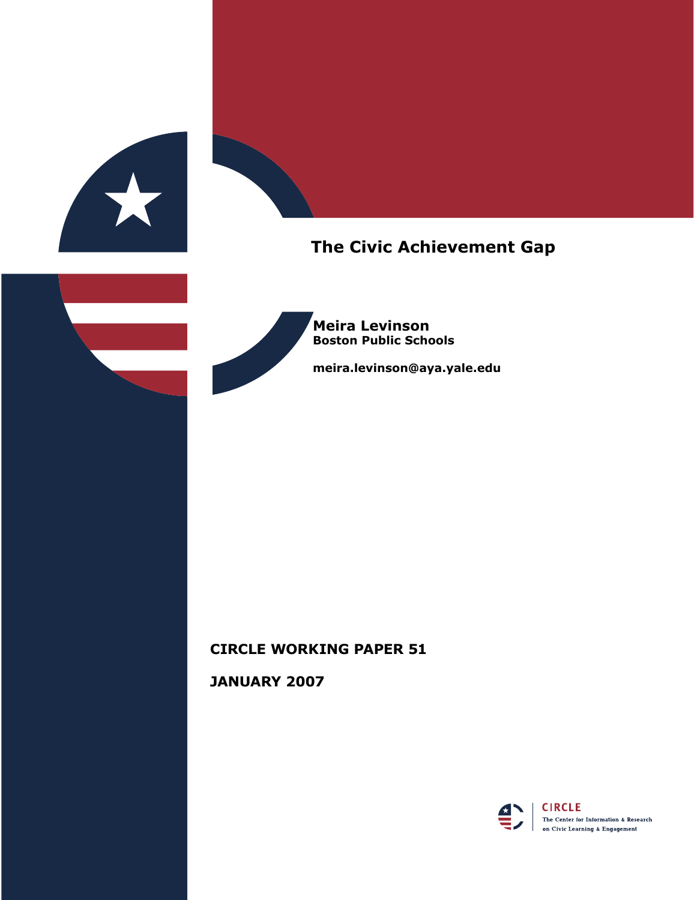# The Civic Achievement Gap

**Meira Levinson**
**Boston Public Schools**

**meira.levinson@aya.yale.edu**

**CIRCLE WORKING PAPER 51**

**JANUARY 2007**

CIRCLE
The Center for Information & Research on Civic Learning & Engagement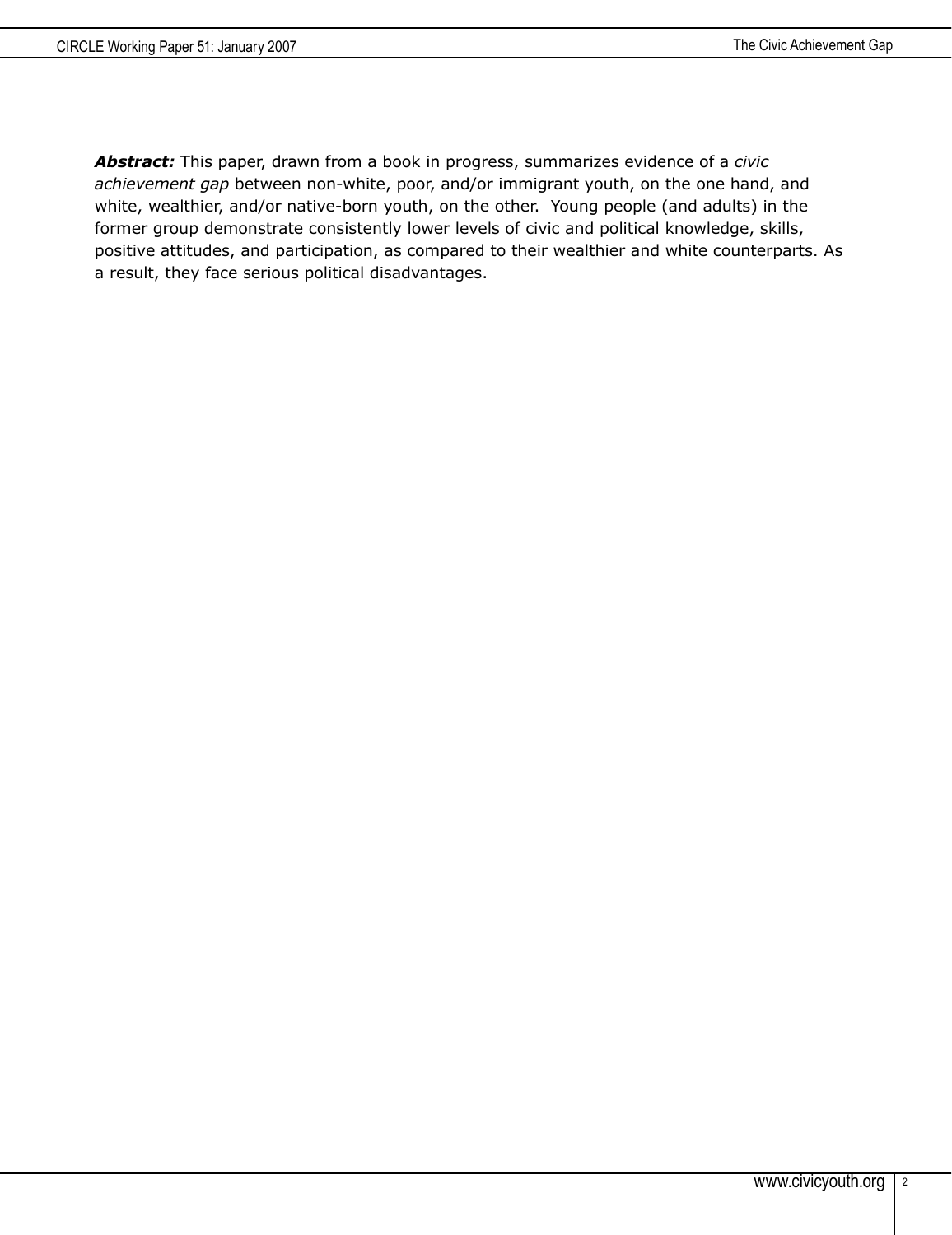***Abstract:*** This paper, drawn from a book in progress, summarizes evidence of a *civic achievement gap* between non-white, poor, and/or immigrant youth, on the one hand, and white, wealthier, and/or native-born youth, on the other. Young people (and adults) in the former group demonstrate consistently lower levels of civic and political knowledge, skills, positive attitudes, and participation, as compared to their wealthier and white counterparts. As a result, they face serious political disadvantages.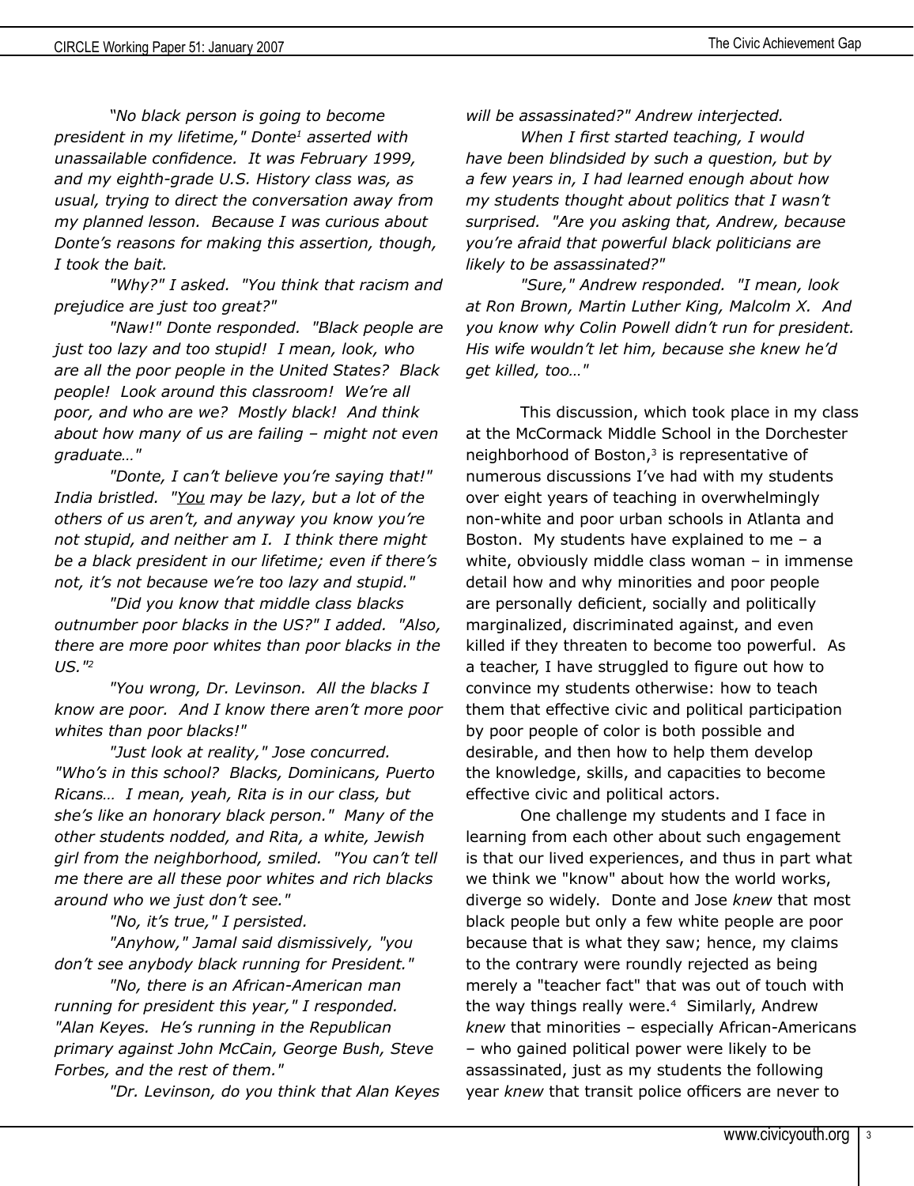*"No black person is going to become president in my lifetime," Donte[1] asserted with unassailable confidence. It was February 1999, and my eighth-grade U.S. History class was, as usual, trying to direct the conversation away from my planned lesson. Because I was curious about Donte's reasons for making this assertion, though, I took the bait.*

*"Why?" I asked. "You think that racism and prejudice are just too great?"*

*"Naw!" Donte responded. "Black people are just too lazy and too stupid! I mean, look, who are all the poor people in the United States? Black people! Look around this classroom! We're all poor, and who are we? Mostly black! And think about how many of us are failing – might not even graduate…"*

*"Donte, I can't believe you're saying that!" India bristled. "<u>You</u> may be lazy, but a lot of the others of us aren't, and anyway you know you're not stupid, and neither am I. I think there might be a black president in our lifetime; even if there's not, it's not because we're too lazy and stupid."*

*"Did you know that middle class blacks outnumber poor blacks in the US?" I added. "Also, there are more poor whites than poor blacks in the US."[2]*

*"You wrong, Dr. Levinson. All the blacks I know are poor. And I know there aren't more poor whites than poor blacks!"*

*"Just look at reality," Jose concurred. "Who's in this school? Blacks, Dominicans, Puerto Ricans… I mean, yeah, Rita is in our class, but she's like an honorary black person." Many of the other students nodded, and Rita, a white, Jewish girl from the neighborhood, smiled. "You can't tell me there are all these poor whites and rich blacks around who we just don't see."*

*"No, it's true," I persisted.*

*"Anyhow," Jamal said dismissively, "you don't see anybody black running for President."*

*"No, there is an African-American man running for president this year," I responded. "Alan Keyes. He's running in the Republican primary against John McCain, George Bush, Steve Forbes, and the rest of them."*

*"Dr. Levinson, do you think that Alan Keyes will be assassinated?" Andrew interjected.*

*When I first started teaching, I would have been blindsided by such a question, but by a few years in, I had learned enough about how my students thought about politics that I wasn't surprised. "Are you asking that, Andrew, because you're afraid that powerful black politicians are likely to be assassinated?"*

*"Sure," Andrew responded. "I mean, look at Ron Brown, Martin Luther King, Malcolm X. And you know why Colin Powell didn't run for president. His wife wouldn't let him, because she knew he'd get killed, too…"*

This discussion, which took place in my class at the McCormack Middle School in the Dorchester neighborhood of Boston,[3] is representative of numerous discussions I've had with my students over eight years of teaching in overwhelmingly non-white and poor urban schools in Atlanta and Boston. My students have explained to me – a white, obviously middle class woman – in immense detail how and why minorities and poor people are personally deficient, socially and politically marginalized, discriminated against, and even killed if they threaten to become too powerful. As a teacher, I have struggled to figure out how to convince my students otherwise: how to teach them that effective civic and political participation by poor people of color is both possible and desirable, and then how to help them develop the knowledge, skills, and capacities to become effective civic and political actors.

One challenge my students and I face in learning from each other about such engagement is that our lived experiences, and thus in part what we think we "know" about how the world works, diverge so widely. Donte and Jose *knew* that most black people but only a few white people are poor because that is what they saw; hence, my claims to the contrary were roundly rejected as being merely a "teacher fact" that was out of touch with the way things really were.[4] Similarly, Andrew *knew* that minorities – especially African-Americans – who gained political power were likely to be assassinated, just as my students the following year *knew* that transit police officers are never to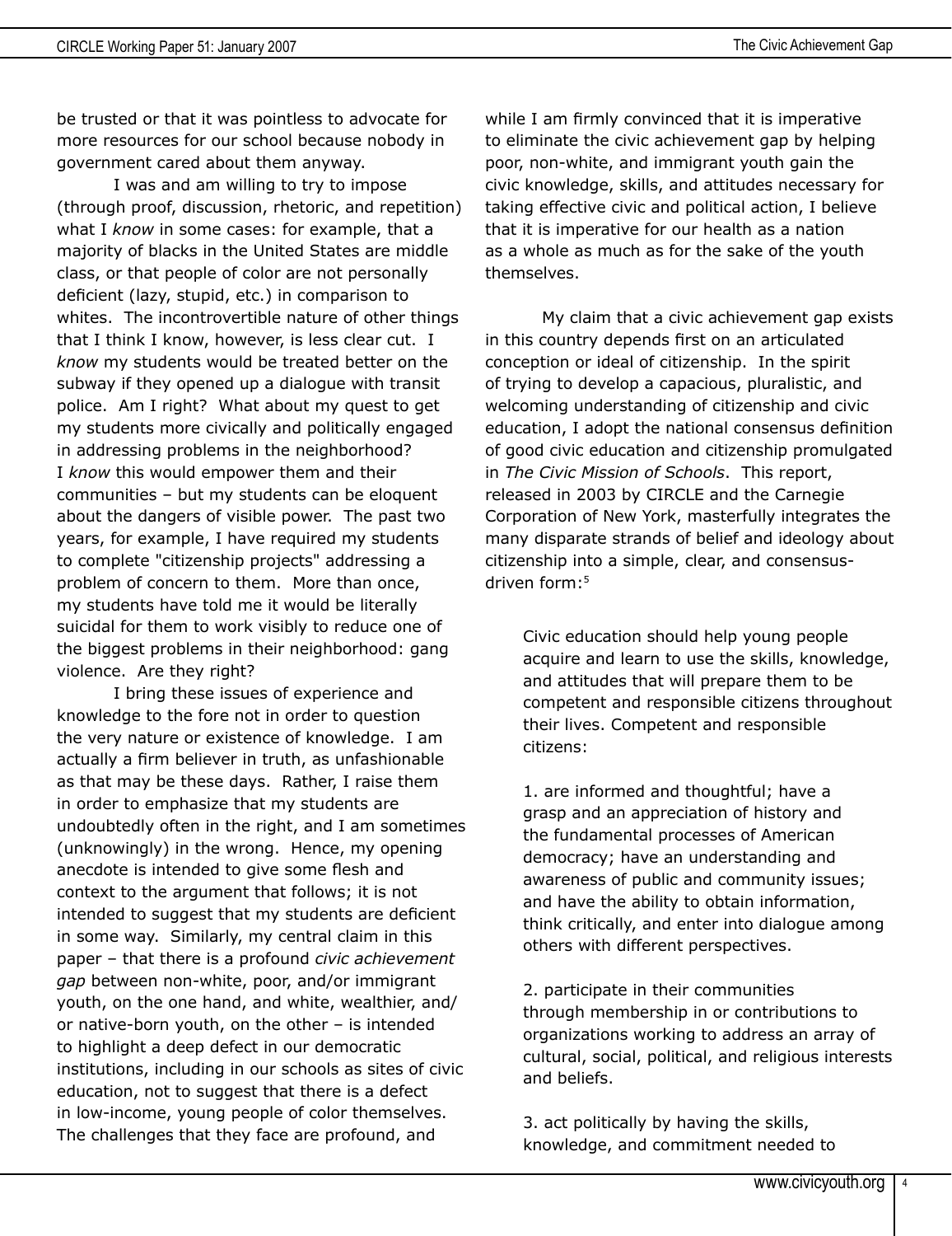be trusted or that it was pointless to advocate for more resources for our school because nobody in government cared about them anyway.

I was and am willing to try to impose (through proof, discussion, rhetoric, and repetition) what I *know* in some cases: for example, that a majority of blacks in the United States are middle class, or that people of color are not personally deficient (lazy, stupid, etc.) in comparison to whites. The incontrovertible nature of other things that I think I know, however, is less clear cut. I *know* my students would be treated better on the subway if they opened up a dialogue with transit police. Am I right? What about my quest to get my students more civically and politically engaged in addressing problems in the neighborhood? I *know* this would empower them and their communities – but my students can be eloquent about the dangers of visible power. The past two years, for example, I have required my students to complete "citizenship projects" addressing a problem of concern to them. More than once, my students have told me it would be literally suicidal for them to work visibly to reduce one of the biggest problems in their neighborhood: gang violence. Are they right?

I bring these issues of experience and knowledge to the fore not in order to question the very nature or existence of knowledge. I am actually a firm believer in truth, as unfashionable as that may be these days. Rather, I raise them in order to emphasize that my students are undoubtedly often in the right, and I am sometimes (unknowingly) in the wrong. Hence, my opening anecdote is intended to give some flesh and context to the argument that follows; it is not intended to suggest that my students are deficient in some way. Similarly, my central claim in this paper – that there is a profound *civic achievement gap* between non-white, poor, and/or immigrant youth, on the one hand, and white, wealthier, and/or native-born youth, on the other – is intended to highlight a deep defect in our democratic institutions, including in our schools as sites of civic education, not to suggest that there is a defect in low-income, young people of color themselves. The challenges that they face are profound, and while I am firmly convinced that it is imperative to eliminate the civic achievement gap by helping poor, non-white, and immigrant youth gain the civic knowledge, skills, and attitudes necessary for taking effective civic and political action, I believe that it is imperative for our health as a nation as a whole as much as for the sake of the youth themselves.

My claim that a civic achievement gap exists in this country depends first on an articulated conception or ideal of citizenship. In the spirit of trying to develop a capacious, pluralistic, and welcoming understanding of citizenship and civic education, I adopt the national consensus definition of good civic education and citizenship promulgated in *The Civic Mission of Schools*. This report, released in 2003 by CIRCLE and the Carnegie Corporation of New York, masterfully integrates the many disparate strands of belief and ideology about citizenship into a simple, clear, and consensus-driven form:[5]

> Civic education should help young people acquire and learn to use the skills, knowledge, and attitudes that will prepare them to be competent and responsible citizens throughout their lives. Competent and responsible citizens:
>
> 1. are informed and thoughtful; have a grasp and an appreciation of history and the fundamental processes of American democracy; have an understanding and awareness of public and community issues; and have the ability to obtain information, think critically, and enter into dialogue among others with different perspectives.
>
> 2. participate in their communities through membership in or contributions to organizations working to address an array of cultural, social, political, and religious interests and beliefs.
>
> 3. act politically by having the skills, knowledge, and commitment needed to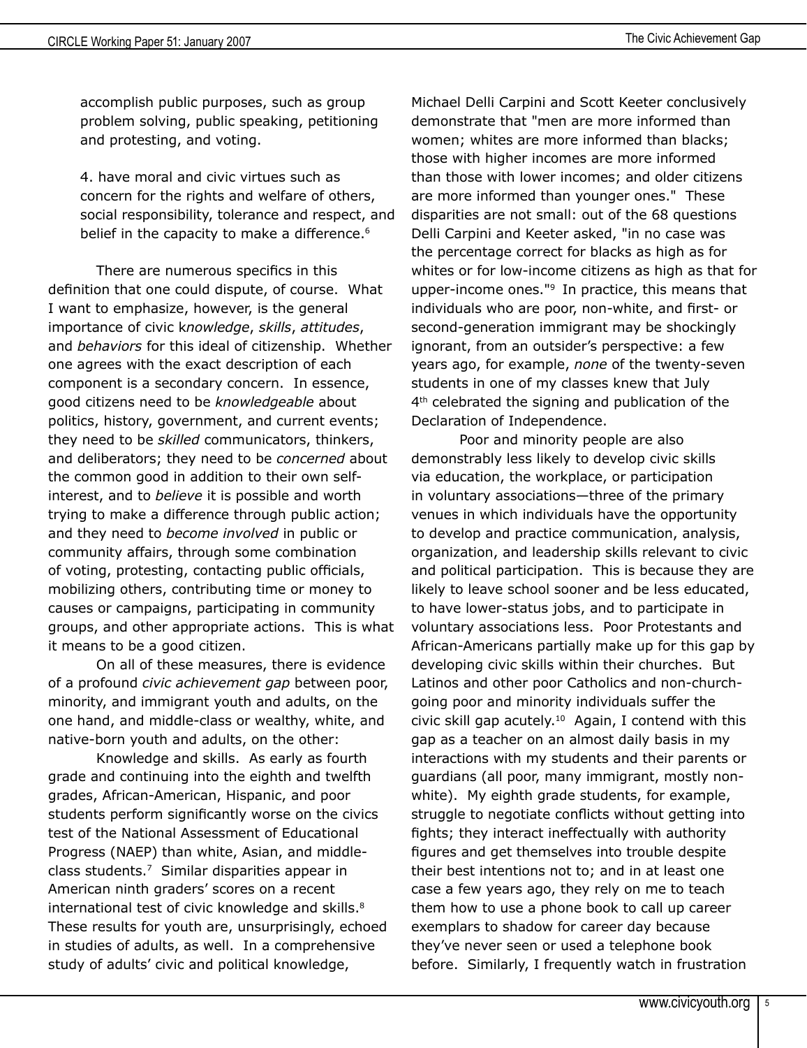accomplish public purposes, such as group problem solving, public speaking, petitioning and protesting, and voting.

4. have moral and civic virtues such as concern for the rights and welfare of others, social responsibility, tolerance and respect, and belief in the capacity to make a difference.[6]

There are numerous specifics in this definition that one could dispute, of course. What I want to emphasize, however, is the general importance of civic k*nowledge*, *skills*, *attitudes*, and *behaviors* for this ideal of citizenship. Whether one agrees with the exact description of each component is a secondary concern. In essence, good citizens need to be *knowledgeable* about politics, history, government, and current events; they need to be *skilled* communicators, thinkers, and deliberators; they need to be *concerned* about the common good in addition to their own self-interest, and to *believe* it is possible and worth trying to make a difference through public action; and they need to *become involved* in public or community affairs, through some combination of voting, protesting, contacting public officials, mobilizing others, contributing time or money to causes or campaigns, participating in community groups, and other appropriate actions. This is what it means to be a good citizen.

On all of these measures, there is evidence of a profound *civic achievement gap* between poor, minority, and immigrant youth and adults, on the one hand, and middle-class or wealthy, white, and native-born youth and adults, on the other:

Knowledge and skills. As early as fourth grade and continuing into the eighth and twelfth grades, African-American, Hispanic, and poor students perform significantly worse on the civics test of the National Assessment of Educational Progress (NAEP) than white, Asian, and middle-class students.[7] Similar disparities appear in American ninth graders' scores on a recent international test of civic knowledge and skills.[8] These results for youth are, unsurprisingly, echoed in studies of adults, as well. In a comprehensive study of adults' civic and political knowledge, Michael Delli Carpini and Scott Keeter conclusively demonstrate that "men are more informed than women; whites are more informed than blacks; those with higher incomes are more informed than those with lower incomes; and older citizens are more informed than younger ones." These disparities are not small: out of the 68 questions Delli Carpini and Keeter asked, "in no case was the percentage correct for blacks as high as for whites or for low-income citizens as high as that for upper-income ones."[9] In practice, this means that individuals who are poor, non-white, and first- or second-generation immigrant may be shockingly ignorant, from an outsider's perspective: a few years ago, for example, *none* of the twenty-seven students in one of my classes knew that July 4th celebrated the signing and publication of the Declaration of Independence.

Poor and minority people are also demonstrably less likely to develop civic skills via education, the workplace, or participation in voluntary associations—three of the primary venues in which individuals have the opportunity to develop and practice communication, analysis, organization, and leadership skills relevant to civic and political participation. This is because they are likely to leave school sooner and be less educated, to have lower-status jobs, and to participate in voluntary associations less. Poor Protestants and African-Americans partially make up for this gap by developing civic skills within their churches. But Latinos and other poor Catholics and non-church-going poor and minority individuals suffer the civic skill gap acutely.[10] Again, I contend with this gap as a teacher on an almost daily basis in my interactions with my students and their parents or guardians (all poor, many immigrant, mostly non-white). My eighth grade students, for example, struggle to negotiate conflicts without getting into fights; they interact ineffectually with authority figures and get themselves into trouble despite their best intentions not to; and in at least one case a few years ago, they rely on me to teach them how to use a phone book to call up career exemplars to shadow for career day because they've never seen or used a telephone book before. Similarly, I frequently watch in frustration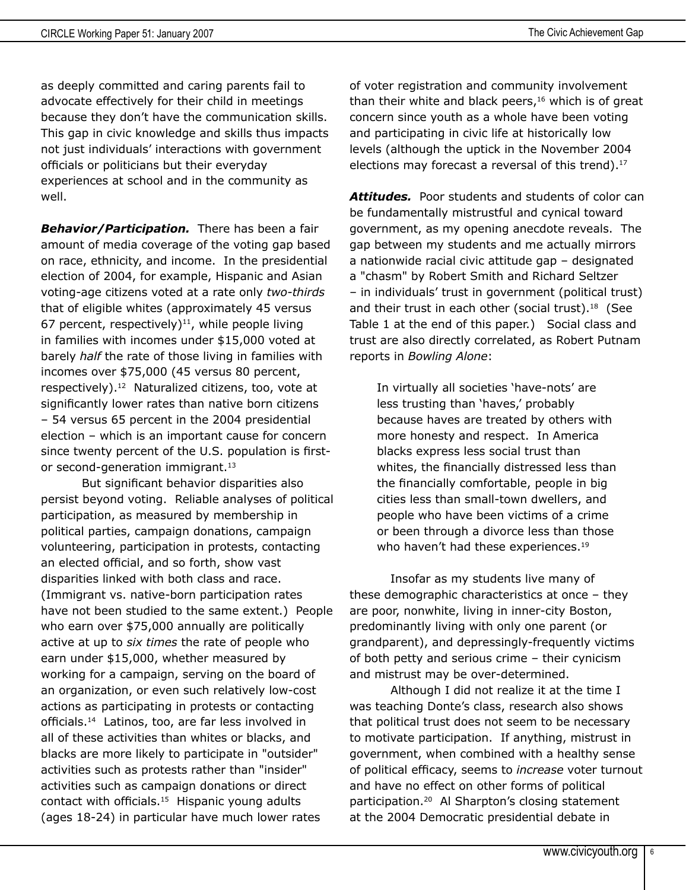as deeply committed and caring parents fail to advocate effectively for their child in meetings because they don't have the communication skills. This gap in civic knowledge and skills thus impacts not just individuals' interactions with government officials or politicians but their everyday experiences at school and in the community as well.

***Behavior/Participation.*** There has been a fair amount of media coverage of the voting gap based on race, ethnicity, and income. In the presidential election of 2004, for example, Hispanic and Asian voting-age citizens voted at a rate only *two-thirds* that of eligible whites (approximately 45 versus 67 percent, respectively)[11], while people living in families with incomes under $15,000 voted at barely *half* the rate of those living in families with incomes over $75,000 (45 versus 80 percent, respectively).[12] Naturalized citizens, too, vote at significantly lower rates than native born citizens – 54 versus 65 percent in the 2004 presidential election – which is an important cause for concern since twenty percent of the U.S. population is first- or second-generation immigrant.[13]

But significant behavior disparities also persist beyond voting. Reliable analyses of political participation, as measured by membership in political parties, campaign donations, campaign volunteering, participation in protests, contacting an elected official, and so forth, show vast disparities linked with both class and race. (Immigrant vs. native-born participation rates have not been studied to the same extent.) People who earn over $75,000 annually are politically active at up to *six times* the rate of people who earn under $15,000, whether measured by working for a campaign, serving on the board of an organization, or even such relatively low-cost actions as participating in protests or contacting officials.[14] Latinos, too, are far less involved in all of these activities than whites or blacks, and blacks are more likely to participate in "outsider" activities such as protests rather than "insider" activities such as campaign donations or direct contact with officials.[15] Hispanic young adults (ages 18-24) in particular have much lower rates of voter registration and community involvement than their white and black peers,[16] which is of great concern since youth as a whole have been voting and participating in civic life at historically low levels (although the uptick in the November 2004 elections may forecast a reversal of this trend).[17]

***Attitudes.*** Poor students and students of color can be fundamentally mistrustful and cynical toward government, as my opening anecdote reveals. The gap between my students and me actually mirrors a nationwide racial civic attitude gap – designated a "chasm" by Robert Smith and Richard Seltzer – in individuals' trust in government (political trust) and their trust in each other (social trust).[18] (See Table 1 at the end of this paper.) Social class and trust are also directly correlated, as Robert Putnam reports in *Bowling Alone*:

> In virtually all societies 'have-nots' are less trusting than 'haves,' probably because haves are treated by others with more honesty and respect. In America blacks express less social trust than whites, the financially distressed less than the financially comfortable, people in big cities less than small-town dwellers, and people who have been victims of a crime or been through a divorce less than those who haven't had these experiences.[19]

Insofar as my students live many of these demographic characteristics at once – they are poor, nonwhite, living in inner-city Boston, predominantly living with only one parent (or grandparent), and depressingly-frequently victims of both petty and serious crime – their cynicism and mistrust may be over-determined.

Although I did not realize it at the time I was teaching Donte's class, research also shows that political trust does not seem to be necessary to motivate participation. If anything, mistrust in government, when combined with a healthy sense of political efficacy, seems to *increase* voter turnout and have no effect on other forms of political participation.[20] Al Sharpton's closing statement at the 2004 Democratic presidential debate in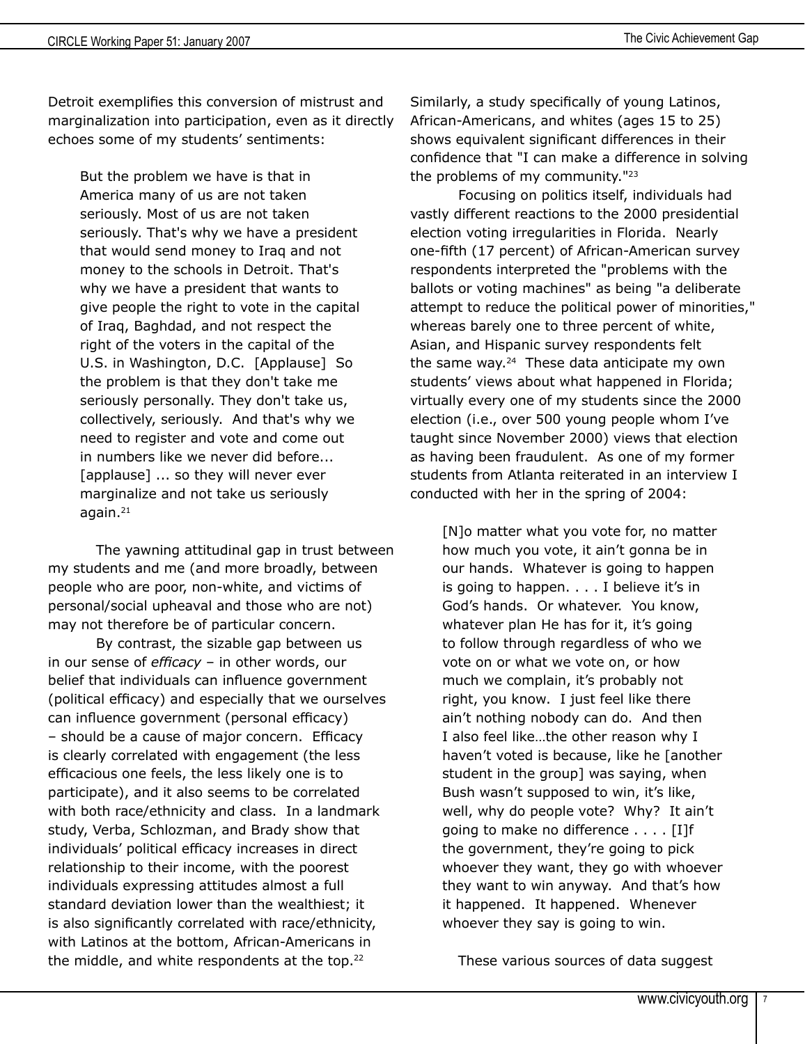Detroit exemplifies this conversion of mistrust and marginalization into participation, even as it directly echoes some of my students' sentiments:

> But the problem we have is that in America many of us are not taken seriously. Most of us are not taken seriously. That's why we have a president that would send money to Iraq and not money to the schools in Detroit. That's why we have a president that wants to give people the right to vote in the capital of Iraq, Baghdad, and not respect the right of the voters in the capital of the U.S. in Washington, D.C. [Applause] So the problem is that they don't take me seriously personally. They don't take us, collectively, seriously. And that's why we need to register and vote and come out in numbers like we never did before... [applause] ... so they will never ever marginalize and not take us seriously again.[21]

The yawning attitudinal gap in trust between my students and me (and more broadly, between people who are poor, non-white, and victims of personal/social upheaval and those who are not) may not therefore be of particular concern.

By contrast, the sizable gap between us in our sense of *efficacy* – in other words, our belief that individuals can influence government (political efficacy) and especially that we ourselves can influence government (personal efficacy) – should be a cause of major concern. Efficacy is clearly correlated with engagement (the less efficacious one feels, the less likely one is to participate), and it also seems to be correlated with both race/ethnicity and class. In a landmark study, Verba, Schlozman, and Brady show that individuals' political efficacy increases in direct relationship to their income, with the poorest individuals expressing attitudes almost a full standard deviation lower than the wealthiest; it is also significantly correlated with race/ethnicity, with Latinos at the bottom, African-Americans in the middle, and white respondents at the top.[22] Similarly, a study specifically of young Latinos, African-Americans, and whites (ages 15 to 25) shows equivalent significant differences in their confidence that "I can make a difference in solving the problems of my community."[23]

Focusing on politics itself, individuals had vastly different reactions to the 2000 presidential election voting irregularities in Florida. Nearly one-fifth (17 percent) of African-American survey respondents interpreted the "problems with the ballots or voting machines" as being "a deliberate attempt to reduce the political power of minorities," whereas barely one to three percent of white, Asian, and Hispanic survey respondents felt the same way.[24] These data anticipate my own students' views about what happened in Florida; virtually every one of my students since the 2000 election (i.e., over 500 young people whom I've taught since November 2000) views that election as having been fraudulent. As one of my former students from Atlanta reiterated in an interview I conducted with her in the spring of 2004:

> [N]o matter what you vote for, no matter how much you vote, it ain't gonna be in our hands. Whatever is going to happen is going to happen. . . . I believe it's in God's hands. Or whatever. You know, whatever plan He has for it, it's going to follow through regardless of who we vote on or what we vote on, or how much we complain, it's probably not right, you know. I just feel like there ain't nothing nobody can do. And then I also feel like…the other reason why I haven't voted is because, like he [another student in the group] was saying, when Bush wasn't supposed to win, it's like, well, why do people vote? Why? It ain't going to make no difference . . . . [I]f the government, they're going to pick whoever they want, they go with whoever they want to win anyway. And that's how it happened. It happened. Whenever whoever they say is going to win.

These various sources of data suggest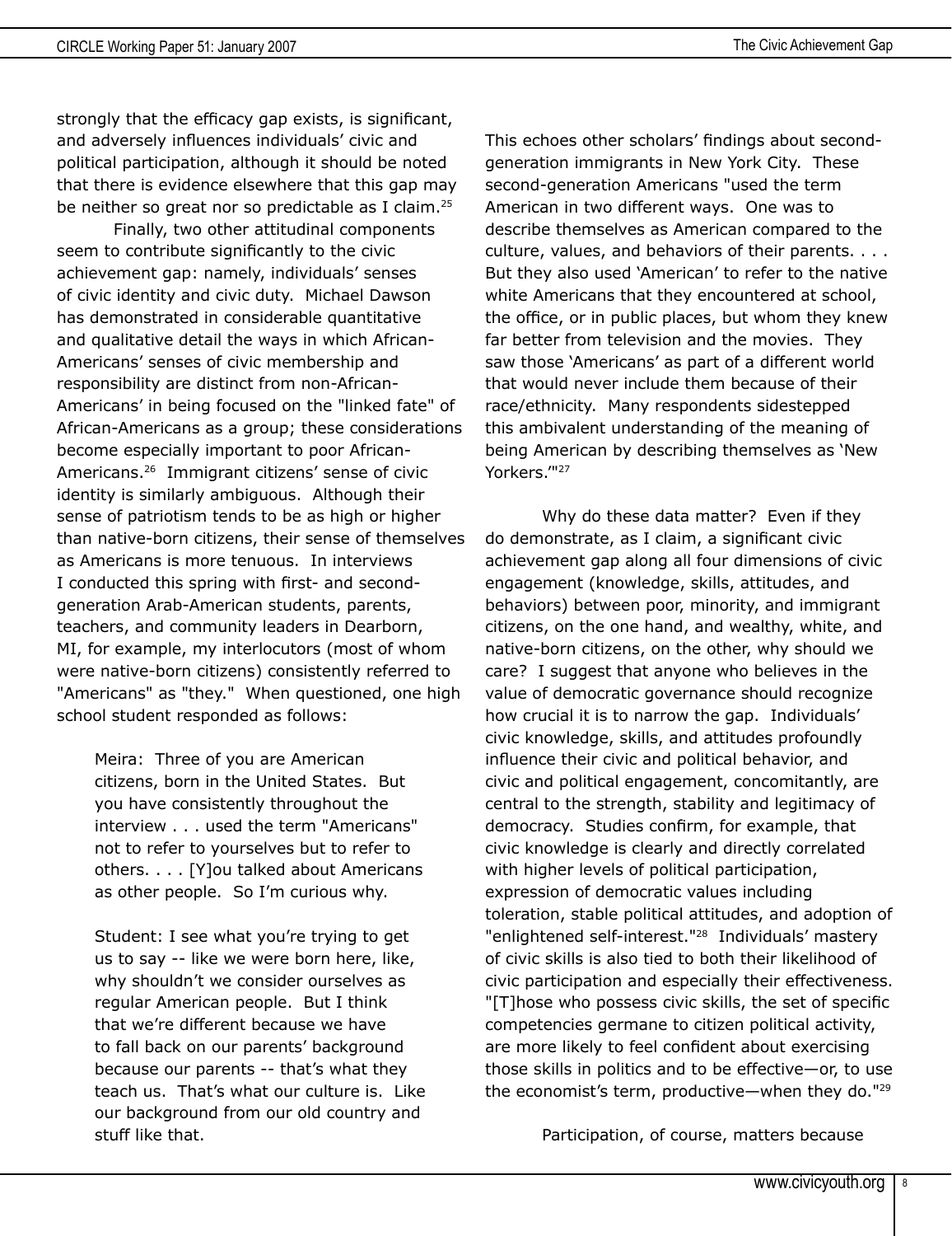strongly that the efficacy gap exists, is significant, and adversely influences individuals' civic and political participation, although it should be noted that there is evidence elsewhere that this gap may be neither so great nor so predictable as I claim.[25]

Finally, two other attitudinal components seem to contribute significantly to the civic achievement gap: namely, individuals' senses of civic identity and civic duty. Michael Dawson has demonstrated in considerable quantitative and qualitative detail the ways in which African-Americans' senses of civic membership and responsibility are distinct from non-African-Americans' in being focused on the "linked fate" of African-Americans as a group; these considerations become especially important to poor African-Americans.[26] Immigrant citizens' sense of civic identity is similarly ambiguous. Although their sense of patriotism tends to be as high or higher than native-born citizens, their sense of themselves as Americans is more tenuous. In interviews I conducted this spring with first- and second-generation Arab-American students, parents, teachers, and community leaders in Dearborn, MI, for example, my interlocutors (most of whom were native-born citizens) consistently referred to "Americans" as "they." When questioned, one high school student responded as follows:

> Meira: Three of you are American citizens, born in the United States. But you have consistently throughout the interview . . . used the term "Americans" not to refer to yourselves but to refer to others. . . . [Y]ou talked about Americans as other people. So I'm curious why.
>
> Student: I see what you're trying to get us to say -- like we were born here, like, why shouldn't we consider ourselves as regular American people. But I think that we're different because we have to fall back on our parents' background because our parents -- that's what they teach us. That's what our culture is. Like our background from our old country and stuff like that.

This echoes other scholars' findings about second-generation immigrants in New York City. These second-generation Americans "used the term American in two different ways. One was to describe themselves as American compared to the culture, values, and behaviors of their parents. . . . But they also used 'American' to refer to the native white Americans that they encountered at school, the office, or in public places, but whom they knew far better from television and the movies. They saw those 'Americans' as part of a different world that would never include them because of their race/ethnicity. Many respondents sidestepped this ambivalent understanding of the meaning of being American by describing themselves as 'New Yorkers.'"[27]

Why do these data matter? Even if they do demonstrate, as I claim, a significant civic achievement gap along all four dimensions of civic engagement (knowledge, skills, attitudes, and behaviors) between poor, minority, and immigrant citizens, on the one hand, and wealthy, white, and native-born citizens, on the other, why should we care? I suggest that anyone who believes in the value of democratic governance should recognize how crucial it is to narrow the gap. Individuals' civic knowledge, skills, and attitudes profoundly influence their civic and political behavior, and civic and political engagement, concomitantly, are central to the strength, stability and legitimacy of democracy. Studies confirm, for example, that civic knowledge is clearly and directly correlated with higher levels of political participation, expression of democratic values including toleration, stable political attitudes, and adoption of "enlightened self-interest."[28] Individuals' mastery of civic skills is also tied to both their likelihood of civic participation and especially their effectiveness. "[T]hose who possess civic skills, the set of specific competencies germane to citizen political activity, are more likely to feel confident about exercising those skills in politics and to be effective—or, to use the economist's term, productive—when they do."[29]

Participation, of course, matters because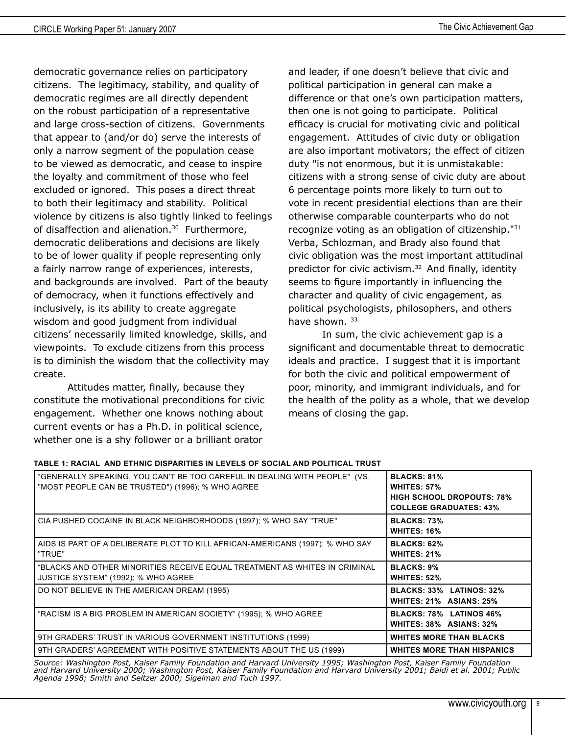democratic governance relies on participatory citizens. The legitimacy, stability, and quality of democratic regimes are all directly dependent on the robust participation of a representative and large cross-section of citizens. Governments that appear to (and/or do) serve the interests of only a narrow segment of the population cease to be viewed as democratic, and cease to inspire the loyalty and commitment of those who feel excluded or ignored. This poses a direct threat to both their legitimacy and stability. Political violence by citizens is also tightly linked to feelings of disaffection and alienation.[30] Furthermore, democratic deliberations and decisions are likely to be of lower quality if people representing only a fairly narrow range of experiences, interests, and backgrounds are involved. Part of the beauty of democracy, when it functions effectively and inclusively, is its ability to create aggregate wisdom and good judgment from individual citizens' necessarily limited knowledge, skills, and viewpoints. To exclude citizens from this process is to diminish the wisdom that the collectivity may create.

Attitudes matter, finally, because they constitute the motivational preconditions for civic engagement. Whether one knows nothing about current events or has a Ph.D. in political science, whether one is a shy follower or a brilliant orator and leader, if one doesn't believe that civic and political participation in general can make a difference or that one's own participation matters, then one is not going to participate. Political efficacy is crucial for motivating civic and political engagement. Attitudes of civic duty or obligation are also important motivators; the effect of citizen duty "is not enormous, but it is unmistakable: citizens with a strong sense of civic duty are about 6 percentage points more likely to turn out to vote in recent presidential elections than are their otherwise comparable counterparts who do not recognize voting as an obligation of citizenship."[31] Verba, Schlozman, and Brady also found that civic obligation was the most important attitudinal predictor for civic activism.[32] And finally, identity seems to figure importantly in influencing the character and quality of civic engagement, as political psychologists, philosophers, and others have shown. [33]

In sum, the civic achievement gap is a significant and documentable threat to democratic ideals and practice. I suggest that it is important for both the civic and political empowerment of poor, minority, and immigrant individuals, and for the health of the polity as a whole, that we develop means of closing the gap.

**TABLE 1: RACIAL AND ETHNIC DISPARITIES IN LEVELS OF SOCIAL AND POLITICAL TRUST**

| | |
|---|---|
| "GENERALLY SPEAKING, YOU CAN'T BE TOO CAREFUL IN DEALING WITH PEOPLE" (VS. "MOST PEOPLE CAN BE TRUSTED") (1996); % WHO AGREE | **BLACKS: 81%**<br>**WHITES: 57%**<br>**HIGH SCHOOL DROPOUTS: 78%**<br>**COLLEGE GRADUATES: 43%** |
| CIA PUSHED COCAINE IN BLACK NEIGHBORHOODS (1997); % WHO SAY "TRUE" | **BLACKS: 73%**<br>**WHITES: 16%** |
| AIDS IS PART OF A DELIBERATE PLOT TO KILL AFRICAN-AMERICANS (1997); % WHO SAY "TRUE" | **BLACKS: 62%**<br>**WHITES: 21%** |
| "BLACKS AND OTHER MINORITIES RECEIVE EQUAL TREATMENT AS WHITES IN CRIMINAL JUSTICE SYSTEM" (1992); % WHO AGREE | **BLACKS: 9%**<br>**WHITES: 52%** |
| DO NOT BELIEVE IN THE AMERICAN DREAM (1995) | **BLACKS: 33% LATINOS: 32%**<br>**WHITES: 21% ASIANS: 25%** |
| "RACISM IS A BIG PROBLEM IN AMERICAN SOCIETY" (1995); % WHO AGREE | **BLACKS: 78% LATINOS 46%**<br>**WHITES: 38% ASIANS: 32%** |
| 9TH GRADERS' TRUST IN VARIOUS GOVERNMENT INSTITUTIONS (1999) | **WHITES MORE THAN BLACKS** |
| 9TH GRADERS' AGREEMENT WITH POSITIVE STATEMENTS ABOUT THE US (1999) | **WHITES MORE THAN HISPANICS** |

*Source: Washington Post, Kaiser Family Foundation and Harvard University 1995; Washington Post, Kaiser Family Foundation and Harvard University 2000; Washington Post, Kaiser Family Foundation and Harvard University 2001; Baldi et al. 2001; Public Agenda 1998; Smith and Seltzer 2000; Sigelman and Tuch 1997.*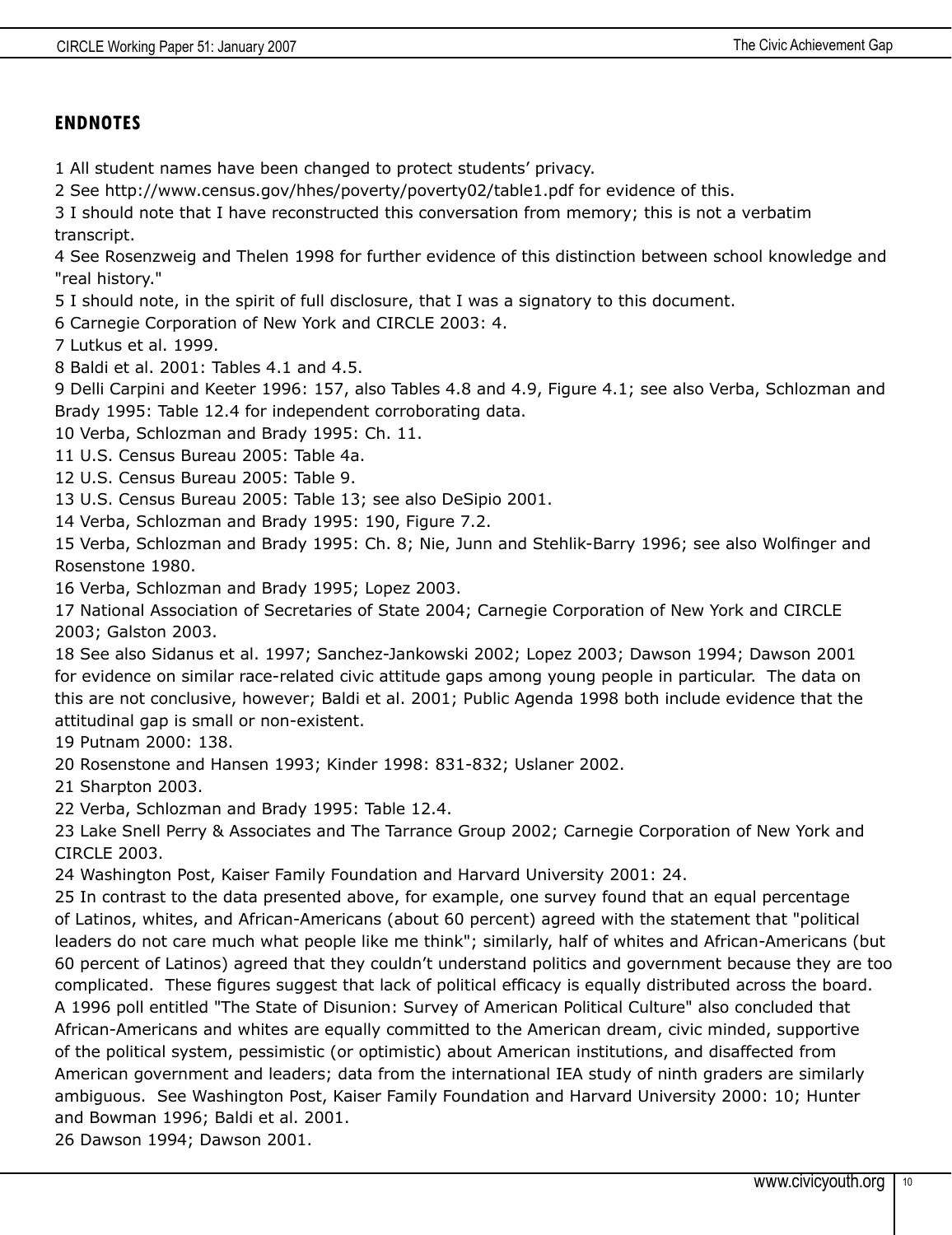## ENDNOTES

1 All student names have been changed to protect students' privacy.

2 See http://www.census.gov/hhes/poverty/poverty02/table1.pdf for evidence of this.

3 I should note that I have reconstructed this conversation from memory; this is not a verbatim transcript.

4 See Rosenzweig and Thelen 1998 for further evidence of this distinction between school knowledge and "real history."

5 I should note, in the spirit of full disclosure, that I was a signatory to this document.

6 Carnegie Corporation of New York and CIRCLE 2003: 4.

7 Lutkus et al. 1999.

8 Baldi et al. 2001: Tables 4.1 and 4.5.

9 Delli Carpini and Keeter 1996: 157, also Tables 4.8 and 4.9, Figure 4.1; see also Verba, Schlozman and Brady 1995: Table 12.4 for independent corroborating data.

10 Verba, Schlozman and Brady 1995: Ch. 11.

11 U.S. Census Bureau 2005: Table 4a.

12 U.S. Census Bureau 2005: Table 9.

13 U.S. Census Bureau 2005: Table 13; see also DeSipio 2001.

14 Verba, Schlozman and Brady 1995: 190, Figure 7.2.

15 Verba, Schlozman and Brady 1995: Ch. 8; Nie, Junn and Stehlik-Barry 1996; see also Wolfinger and Rosenstone 1980.

16 Verba, Schlozman and Brady 1995; Lopez 2003.

17 National Association of Secretaries of State 2004; Carnegie Corporation of New York and CIRCLE 2003; Galston 2003.

18 See also Sidanus et al. 1997; Sanchez-Jankowski 2002; Lopez 2003; Dawson 1994; Dawson 2001 for evidence on similar race-related civic attitude gaps among young people in particular. The data on this are not conclusive, however; Baldi et al. 2001; Public Agenda 1998 both include evidence that the attitudinal gap is small or non-existent.

19 Putnam 2000: 138.

20 Rosenstone and Hansen 1993; Kinder 1998: 831-832; Uslaner 2002.

21 Sharpton 2003.

22 Verba, Schlozman and Brady 1995: Table 12.4.

23 Lake Snell Perry & Associates and The Tarrance Group 2002; Carnegie Corporation of New York and CIRCLE 2003.

24 Washington Post, Kaiser Family Foundation and Harvard University 2001: 24.

25 In contrast to the data presented above, for example, one survey found that an equal percentage of Latinos, whites, and African-Americans (about 60 percent) agreed with the statement that "political leaders do not care much what people like me think"; similarly, half of whites and African-Americans (but 60 percent of Latinos) agreed that they couldn't understand politics and government because they are too complicated. These figures suggest that lack of political efficacy is equally distributed across the board. A 1996 poll entitled "The State of Disunion: Survey of American Political Culture" also concluded that African-Americans and whites are equally committed to the American dream, civic minded, supportive of the political system, pessimistic (or optimistic) about American institutions, and disaffected from American government and leaders; data from the international IEA study of ninth graders are similarly ambiguous. See Washington Post, Kaiser Family Foundation and Harvard University 2000: 10; Hunter and Bowman 1996; Baldi et al. 2001.

26 Dawson 1994; Dawson 2001.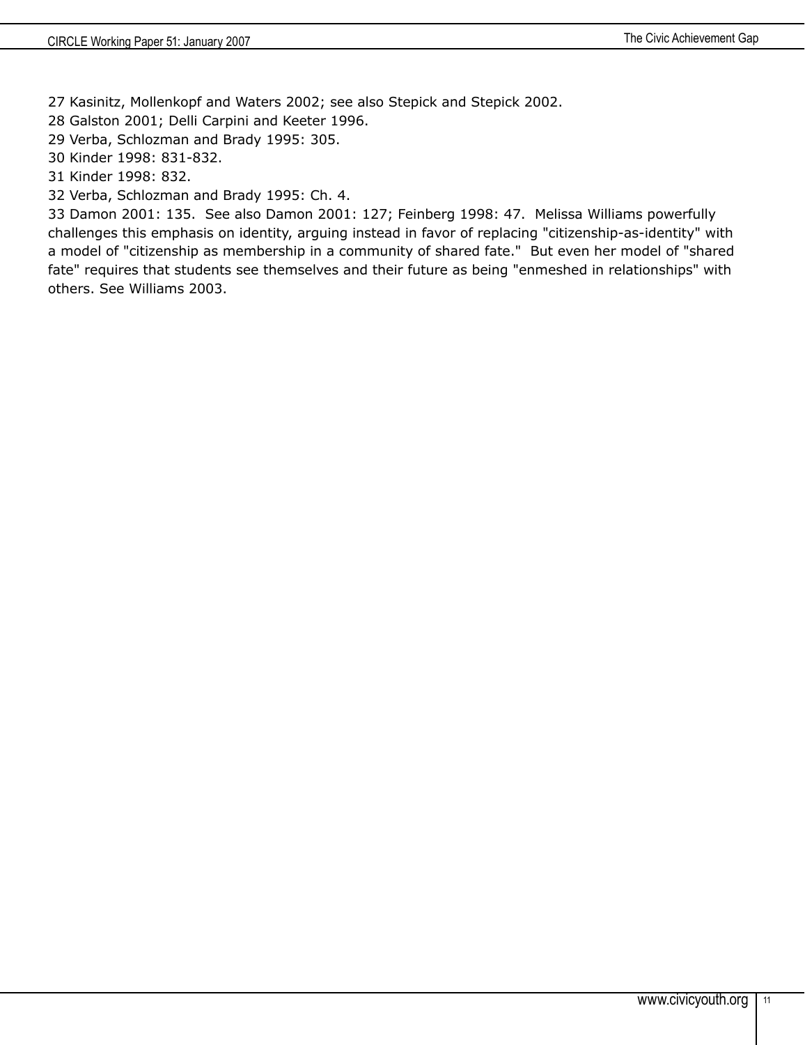27 Kasinitz, Mollenkopf and Waters 2002; see also Stepick and Stepick 2002.
28 Galston 2001; Delli Carpini and Keeter 1996.
29 Verba, Schlozman and Brady 1995: 305.
30 Kinder 1998: 831-832.
31 Kinder 1998: 832.
32 Verba, Schlozman and Brady 1995: Ch. 4.
33 Damon 2001: 135. See also Damon 2001: 127; Feinberg 1998: 47. Melissa Williams powerfully challenges this emphasis on identity, arguing instead in favor of replacing "citizenship-as-identity" with a model of "citizenship as membership in a community of shared fate." But even her model of "shared fate" requires that students see themselves and their future as being "enmeshed in relationships" with others. See Williams 2003.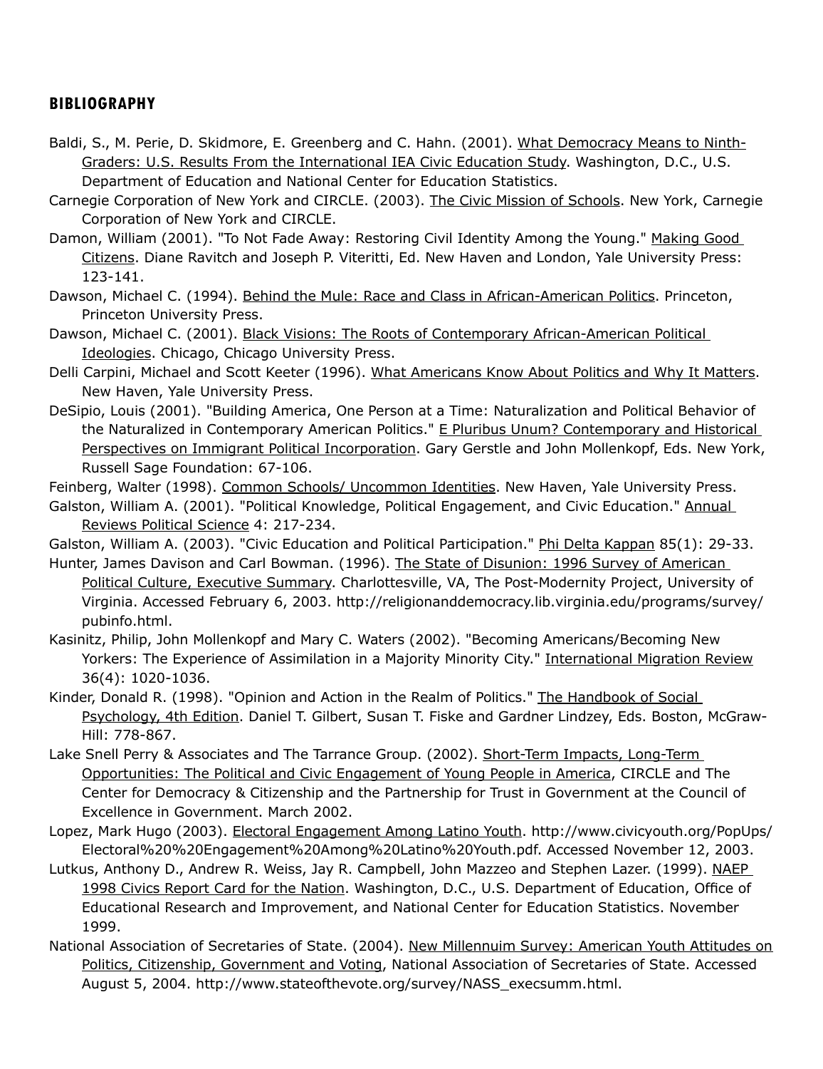## BIBLIOGRAPHY

Baldi, S., M. Perie, D. Skidmore, E. Greenberg and C. Hahn. (2001). What Democracy Means to Ninth-Graders: U.S. Results From the International IEA Civic Education Study. Washington, D.C., U.S. Department of Education and National Center for Education Statistics.

Carnegie Corporation of New York and CIRCLE. (2003). The Civic Mission of Schools. New York, Carnegie Corporation of New York and CIRCLE.

Damon, William (2001). "To Not Fade Away: Restoring Civil Identity Among the Young." Making Good Citizens. Diane Ravitch and Joseph P. Viteritti, Ed. New Haven and London, Yale University Press: 123-141.

Dawson, Michael C. (1994). Behind the Mule: Race and Class in African-American Politics. Princeton, Princeton University Press.

Dawson, Michael C. (2001). Black Visions: The Roots of Contemporary African-American Political Ideologies. Chicago, Chicago University Press.

Delli Carpini, Michael and Scott Keeter (1996). What Americans Know About Politics and Why It Matters. New Haven, Yale University Press.

DeSipio, Louis (2001). "Building America, One Person at a Time: Naturalization and Political Behavior of the Naturalized in Contemporary American Politics." E Pluribus Unum? Contemporary and Historical Perspectives on Immigrant Political Incorporation. Gary Gerstle and John Mollenkopf, Eds. New York, Russell Sage Foundation: 67-106.

Feinberg, Walter (1998). Common Schools/ Uncommon Identities. New Haven, Yale University Press.

Galston, William A. (2001). "Political Knowledge, Political Engagement, and Civic Education." Annual Reviews Political Science 4: 217-234.

Galston, William A. (2003). "Civic Education and Political Participation." Phi Delta Kappan 85(1): 29-33.

Hunter, James Davison and Carl Bowman. (1996). The State of Disunion: 1996 Survey of American Political Culture, Executive Summary. Charlottesville, VA, The Post-Modernity Project, University of Virginia. Accessed February 6, 2003. http://religionanddemocracy.lib.virginia.edu/programs/survey/pubinfo.html.

Kasinitz, Philip, John Mollenkopf and Mary C. Waters (2002). "Becoming Americans/Becoming New Yorkers: The Experience of Assimilation in a Majority Minority City." International Migration Review 36(4): 1020-1036.

Kinder, Donald R. (1998). "Opinion and Action in the Realm of Politics." The Handbook of Social Psychology, 4th Edition. Daniel T. Gilbert, Susan T. Fiske and Gardner Lindzey, Eds. Boston, McGraw-Hill: 778-867.

Lake Snell Perry & Associates and The Tarrance Group. (2002). Short-Term Impacts, Long-Term Opportunities: The Political and Civic Engagement of Young People in America, CIRCLE and The Center for Democracy & Citizenship and the Partnership for Trust in Government at the Council of Excellence in Government. March 2002.

Lopez, Mark Hugo (2003). Electoral Engagement Among Latino Youth. http://www.civicyouth.org/PopUps/Electoral%20%20Engagement%20Among%20Latino%20Youth.pdf. Accessed November 12, 2003.

Lutkus, Anthony D., Andrew R. Weiss, Jay R. Campbell, John Mazzeo and Stephen Lazer. (1999). NAEP 1998 Civics Report Card for the Nation. Washington, D.C., U.S. Department of Education, Office of Educational Research and Improvement, and National Center for Education Statistics. November 1999.

National Association of Secretaries of State. (2004). New Millennuim Survey: American Youth Attitudes on Politics, Citizenship, Government and Voting, National Association of Secretaries of State. Accessed August 5, 2004. http://www.stateofthevote.org/survey/NASS_execsumm.html.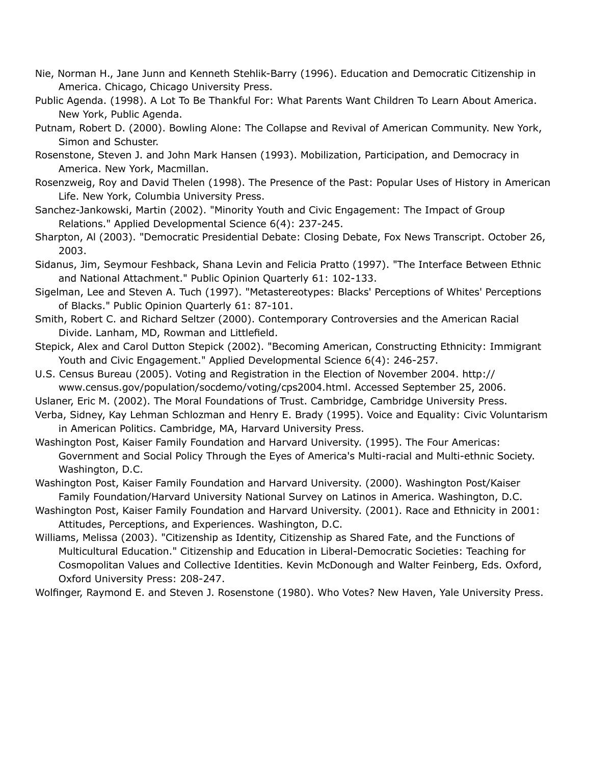Nie, Norman H., Jane Junn and Kenneth Stehlik-Barry (1996). Education and Democratic Citizenship in America. Chicago, Chicago University Press.

Public Agenda. (1998). A Lot To Be Thankful For: What Parents Want Children To Learn About America. New York, Public Agenda.

Putnam, Robert D. (2000). Bowling Alone: The Collapse and Revival of American Community. New York, Simon and Schuster.

Rosenstone, Steven J. and John Mark Hansen (1993). Mobilization, Participation, and Democracy in America. New York, Macmillan.

Rosenzweig, Roy and David Thelen (1998). The Presence of the Past: Popular Uses of History in American Life. New York, Columbia University Press.

Sanchez-Jankowski, Martin (2002). "Minority Youth and Civic Engagement: The Impact of Group Relations." Applied Developmental Science 6(4): 237-245.

Sharpton, Al (2003). "Democratic Presidential Debate: Closing Debate, Fox News Transcript. October 26, 2003.

Sidanus, Jim, Seymour Feshback, Shana Levin and Felicia Pratto (1997). "The Interface Between Ethnic and National Attachment." Public Opinion Quarterly 61: 102-133.

Sigelman, Lee and Steven A. Tuch (1997). "Metastereotypes: Blacks' Perceptions of Whites' Perceptions of Blacks." Public Opinion Quarterly 61: 87-101.

Smith, Robert C. and Richard Seltzer (2000). Contemporary Controversies and the American Racial Divide. Lanham, MD, Rowman and Littlefield.

Stepick, Alex and Carol Dutton Stepick (2002). "Becoming American, Constructing Ethnicity: Immigrant Youth and Civic Engagement." Applied Developmental Science 6(4): 246-257.

U.S. Census Bureau (2005). Voting and Registration in the Election of November 2004. http://www.census.gov/population/socdemo/voting/cps2004.html. Accessed September 25, 2006.

Uslaner, Eric M. (2002). The Moral Foundations of Trust. Cambridge, Cambridge University Press.

Verba, Sidney, Kay Lehman Schlozman and Henry E. Brady (1995). Voice and Equality: Civic Voluntarism in American Politics. Cambridge, MA, Harvard University Press.

Washington Post, Kaiser Family Foundation and Harvard University. (1995). The Four Americas: Government and Social Policy Through the Eyes of America's Multi-racial and Multi-ethnic Society. Washington, D.C.

Washington Post, Kaiser Family Foundation and Harvard University. (2000). Washington Post/Kaiser Family Foundation/Harvard University National Survey on Latinos in America. Washington, D.C.

Washington Post, Kaiser Family Foundation and Harvard University. (2001). Race and Ethnicity in 2001: Attitudes, Perceptions, and Experiences. Washington, D.C.

Williams, Melissa (2003). "Citizenship as Identity, Citizenship as Shared Fate, and the Functions of Multicultural Education." Citizenship and Education in Liberal-Democratic Societies: Teaching for Cosmopolitan Values and Collective Identities. Kevin McDonough and Walter Feinberg, Eds. Oxford, Oxford University Press: 208-247.

Wolfinger, Raymond E. and Steven J. Rosenstone (1980). Who Votes? New Haven, Yale University Press.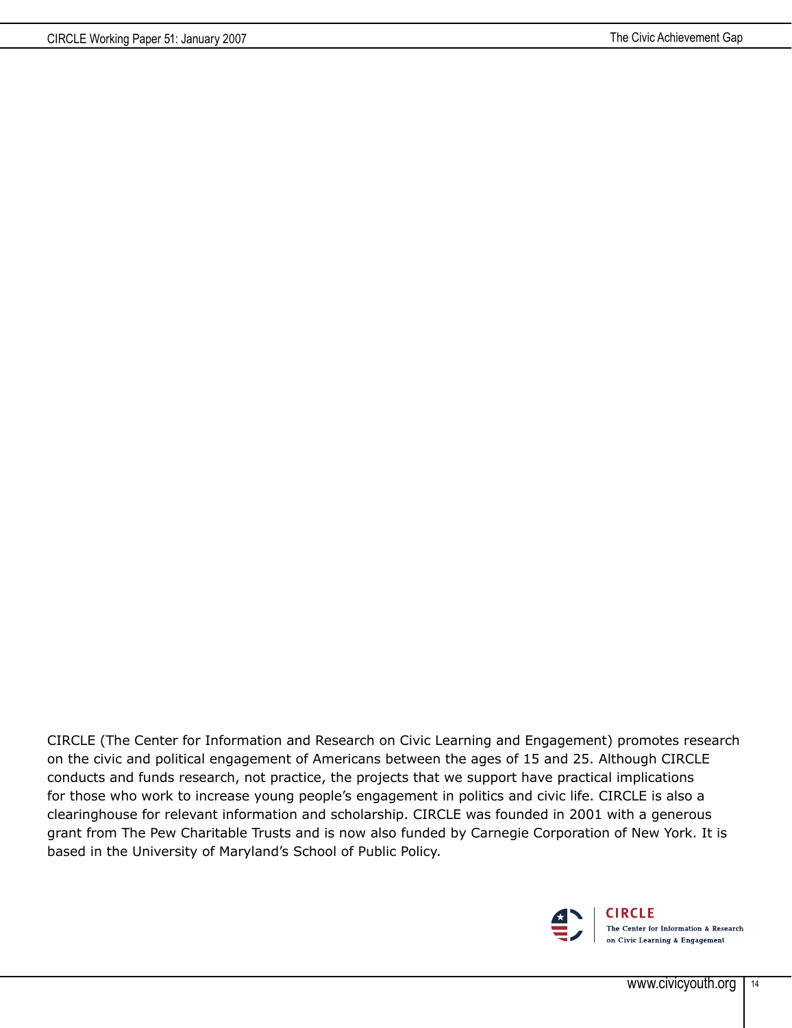CIRCLE (The Center for Information and Research on Civic Learning and Engagement) promotes research on the civic and political engagement of Americans between the ages of 15 and 25. Although CIRCLE conducts and funds research, not practice, the projects that we support have practical implications for those who work to increase young people's engagement in politics and civic life. CIRCLE is also a clearinghouse for relevant information and scholarship. CIRCLE was founded in 2001 with a generous grant from The Pew Charitable Trusts and is now also funded by Carnegie Corporation of New York. It is based in the University of Maryland's School of Public Policy.

CIRCLE
The Center for Information & Research on Civic Learning & Engagement